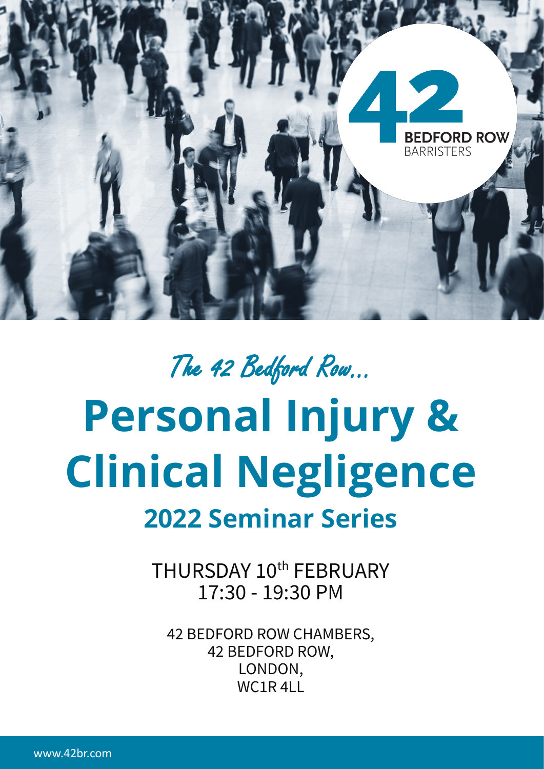42 BEDFORD ROW BARRISTERS

*The 42 Bedford Row...*

# Personal Injury & Clinical Negligence

## 2022 Seminar Series

THURSDAY 10th FEBRUARY
17:30 - 19:30 PM

42 BEDFORD ROW CHAMBERS,
42 BEDFORD ROW,
LONDON,
WC1R 4LL

www.42br.com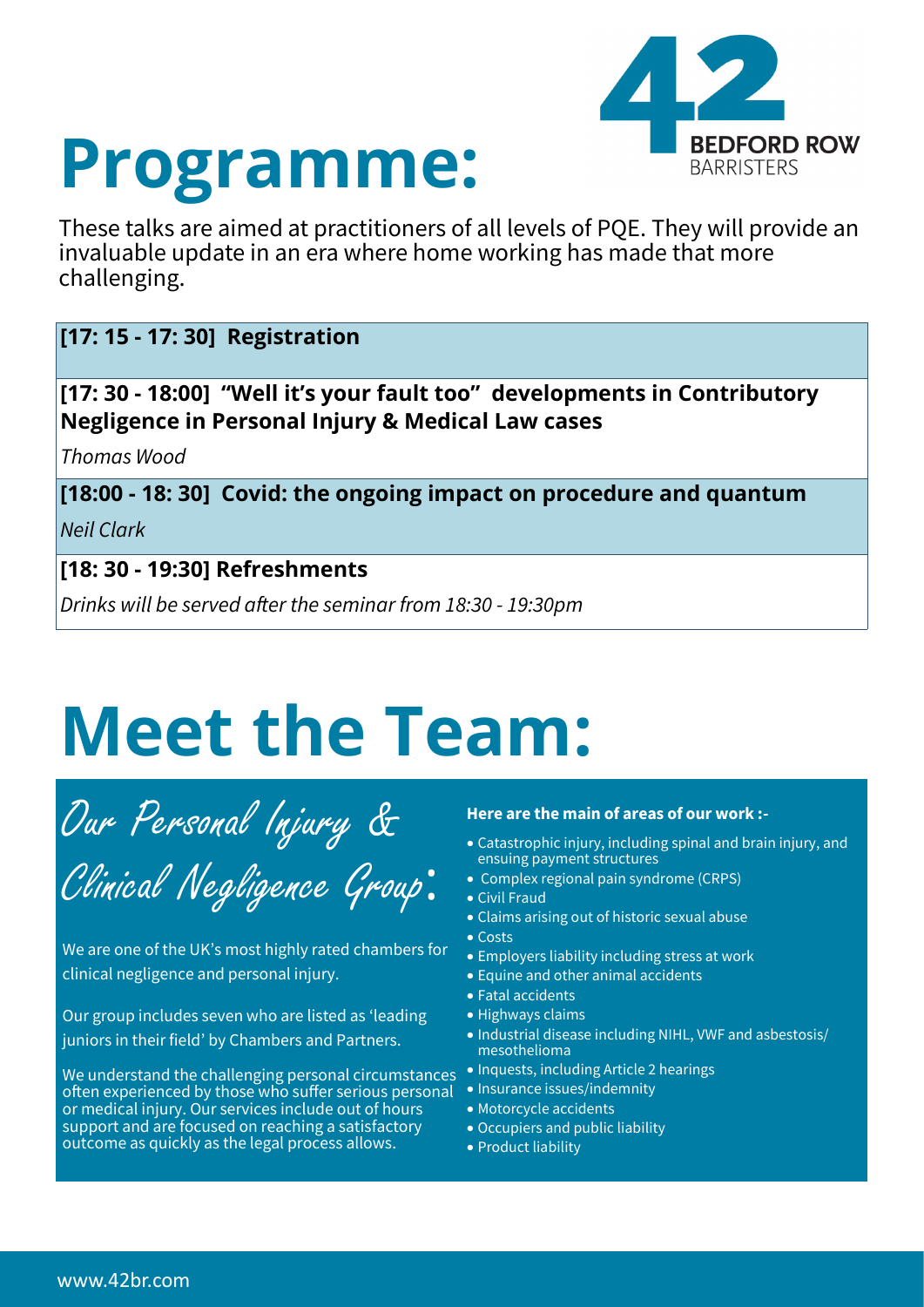# Programme:

42 BEDFORD ROW BARRISTERS

These talks are aimed at practitioners of all levels of PQE. They will provide an invaluable update in an era where home working has made that more challenging.

**[17: 15 - 17: 30] Registration**

**[17: 30 - 18:00] "Well it's your fault too" developments in Contributory Negligence in Personal Injury & Medical Law cases**

*Thomas Wood*

**[18:00 - 18: 30] Covid: the ongoing impact on procedure and quantum**

*Neil Clark*

**[18: 30 - 19:30] Refreshments**

*Drinks will be served after the seminar from 18:30 - 19:30pm*

# Meet the Team:

## Our Personal Injury & Clinical Negligence Group:

We are one of the UK's most highly rated chambers for clinical negligence and personal injury.

Our group includes seven who are listed as 'leading juniors in their field' by Chambers and Partners.

We understand the challenging personal circumstances often experienced by those who suffer serious personal or medical injury. Our services include out of hours support and are focused on reaching a satisfactory outcome as quickly as the legal process allows.

**Here are the main of areas of our work :-**

- Catastrophic injury, including spinal and brain injury, and ensuing payment structures
- Complex regional pain syndrome (CRPS)
- Civil Fraud
- Claims arising out of historic sexual abuse
- Costs
- Employers liability including stress at work
- Equine and other animal accidents
- Fatal accidents
- Highways claims
- Industrial disease including NIHL, VWF and asbestosis/ mesothelioma
- Inquests, including Article 2 hearings
- Insurance issues/indemnity
- Motorcycle accidents
- Occupiers and public liability
- Product liability

www.42br.com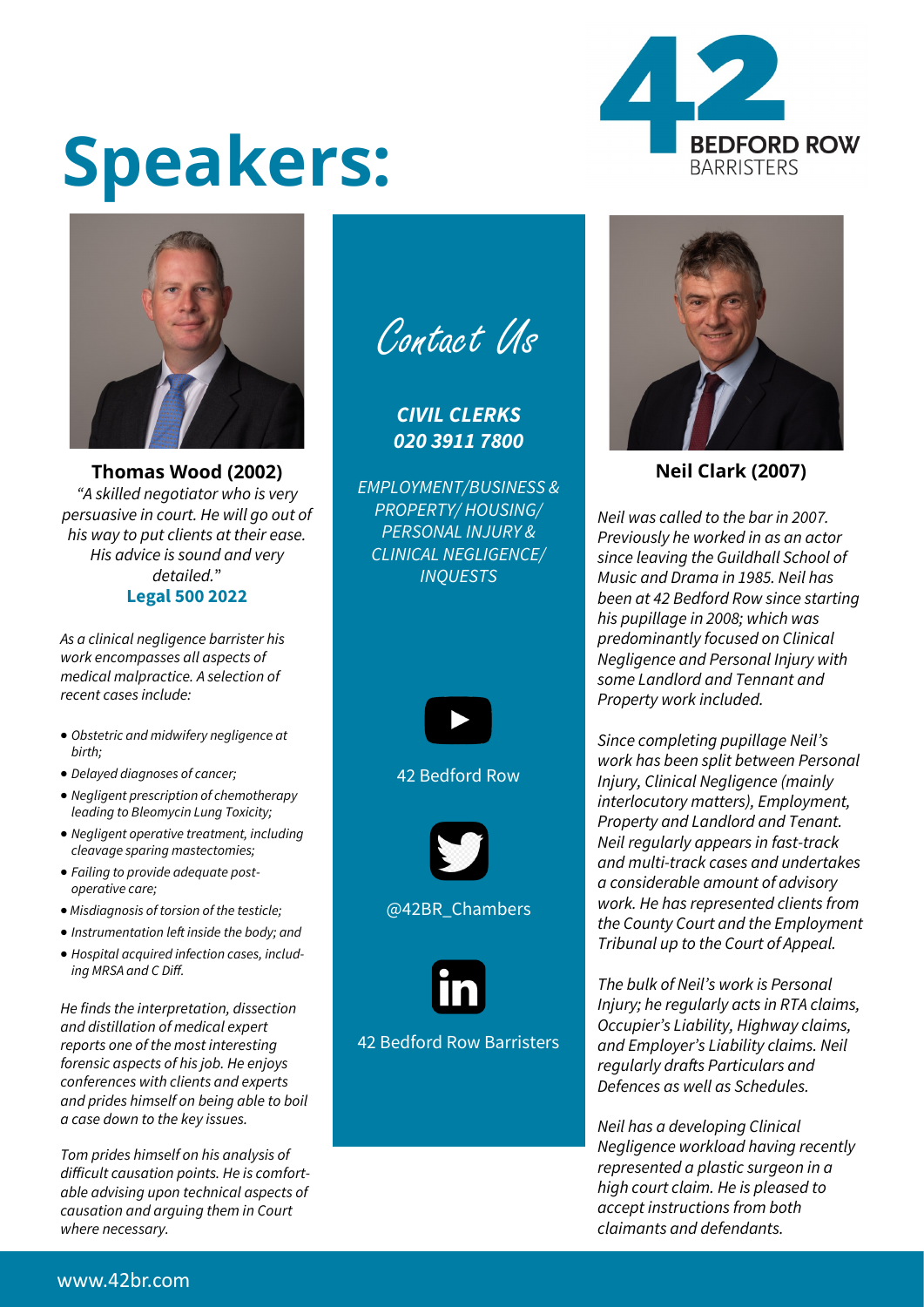# Speakers:

42 BEDFORD ROW BARRISTERS

**Thomas Wood (2002)**

*"A skilled negotiator who is very persuasive in court. He will go out of his way to put clients at their ease. His advice is sound and very detailed."*

**Legal 500 2022**

*As a clinical negligence barrister his work encompasses all aspects of medical malpractice. A selection of recent cases include:*

- *Obstetric and midwifery negligence at birth;*
- *Delayed diagnoses of cancer;*
- *Negligent prescription of chemotherapy leading to Bleomycin Lung Toxicity;*
- *Negligent operative treatment, including cleavage sparing mastectomies;*
- *Failing to provide adequate post-operative care;*
- *Misdiagnosis of torsion of the testicle;*
- *Instrumentation left inside the body; and*
- *Hospital acquired infection cases, including MRSA and C Diff.*

*He finds the interpretation, dissection and distillation of medical expert reports one of the most interesting forensic aspects of his job. He enjoys conferences with clients and experts and prides himself on being able to boil a case down to the key issues.*

*Tom prides himself on his analysis of difficult causation points. He is comfortable advising upon technical aspects of causation and arguing them in Court where necessary.*

## Contact Us

***CIVIL CLERKS***
***020 3911 7800***

*EMPLOYMENT/BUSINESS & PROPERTY/ HOUSING/ PERSONAL INJURY & CLINICAL NEGLIGENCE/ INQUESTS*

42 Bedford Row

@42BR_Chambers

42 Bedford Row Barristers

**Neil Clark (2007)**

*Neil was called to the bar in 2007. Previously he worked in as an actor since leaving the Guildhall School of Music and Drama in 1985. Neil has been at 42 Bedford Row since starting his pupillage in 2008; which was predominantly focused on Clinical Negligence and Personal Injury with some Landlord and Tennant and Property work included.*

*Since completing pupillage Neil's work has been split between Personal Injury, Clinical Negligence (mainly interlocutory matters), Employment, Property and Landlord and Tenant. Neil regularly appears in fast-track and multi-track cases and undertakes a considerable amount of advisory work. He has represented clients from the County Court and the Employment Tribunal up to the Court of Appeal.*

*The bulk of Neil's work is Personal Injury; he regularly acts in RTA claims, Occupier's Liability, Highway claims, and Employer's Liability claims. Neil regularly drafts Particulars and Defences as well as Schedules.*

*Neil has a developing Clinical Negligence workload having recently represented a plastic surgeon in a high court claim. He is pleased to accept instructions from both claimants and defendants.*

www.42br.com